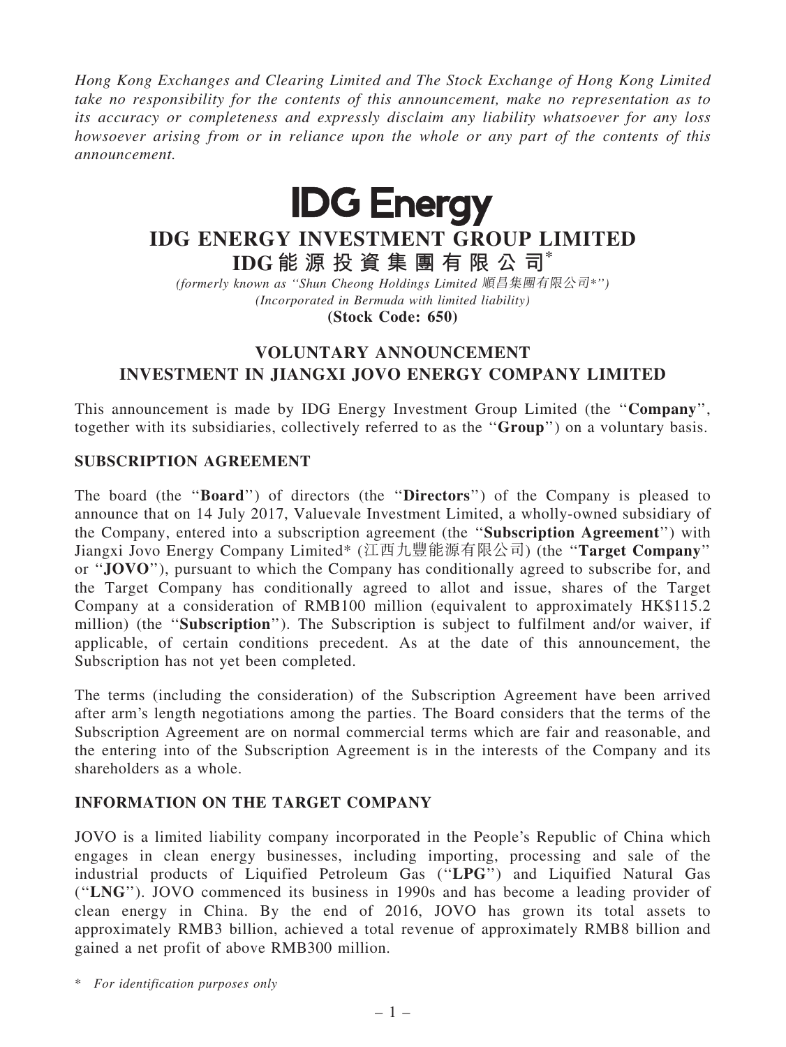*Hong Kong Exchanges and Clearing Limited and The Stock Exchange of Hong Kong Limited take no responsibility for the contents of this announcement, make no representation as to its accuracy or completeness and expressly disclaim any liability whatsoever for any loss howsoever arising from or in reliance upon the whole or any part of the contents of this announcement.*

**IDG Energy**

# IDG ENERGY INVESTMENT GROUP LIMITED
# IDG能源投資集團有限公司*

*(formerly known as "Shun Cheong Holdings Limited 順昌集團有限公司*")*
*(Incorporated in Bermuda with limited liability)*
**(Stock Code: 650)**

## VOLUNTARY ANNOUNCEMENT
## INVESTMENT IN JIANGXI JOVO ENERGY COMPANY LIMITED

This announcement is made by IDG Energy Investment Group Limited (the "**Company**", together with its subsidiaries, collectively referred to as the "**Group**") on a voluntary basis.

### SUBSCRIPTION AGREEMENT

The board (the "**Board**") of directors (the "**Directors**") of the Company is pleased to announce that on 14 July 2017, Valuevale Investment Limited, a wholly-owned subsidiary of the Company, entered into a subscription agreement (the "**Subscription Agreement**") with Jiangxi Jovo Energy Company Limited* (江西九豐能源有限公司) (the "**Target Company**" or "**JOVO**"), pursuant to which the Company has conditionally agreed to subscribe for, and the Target Company has conditionally agreed to allot and issue, shares of the Target Company at a consideration of RMB100 million (equivalent to approximately HK$115.2 million) (the "**Subscription**"). The Subscription is subject to fulfilment and/or waiver, if applicable, of certain conditions precedent. As at the date of this announcement, the Subscription has not yet been completed.

The terms (including the consideration) of the Subscription Agreement have been arrived after arm's length negotiations among the parties. The Board considers that the terms of the Subscription Agreement are on normal commercial terms which are fair and reasonable, and the entering into of the Subscription Agreement is in the interests of the Company and its shareholders as a whole.

### INFORMATION ON THE TARGET COMPANY

JOVO is a limited liability company incorporated in the People's Republic of China which engages in clean energy businesses, including importing, processing and sale of the industrial products of Liquified Petroleum Gas ("**LPG**") and Liquified Natural Gas ("**LNG**"). JOVO commenced its business in 1990s and has become a leading provider of clean energy in China. By the end of 2016, JOVO has grown its total assets to approximately RMB3 billion, achieved a total revenue of approximately RMB8 billion and gained a net profit of above RMB300 million.

\* *For identification purposes only*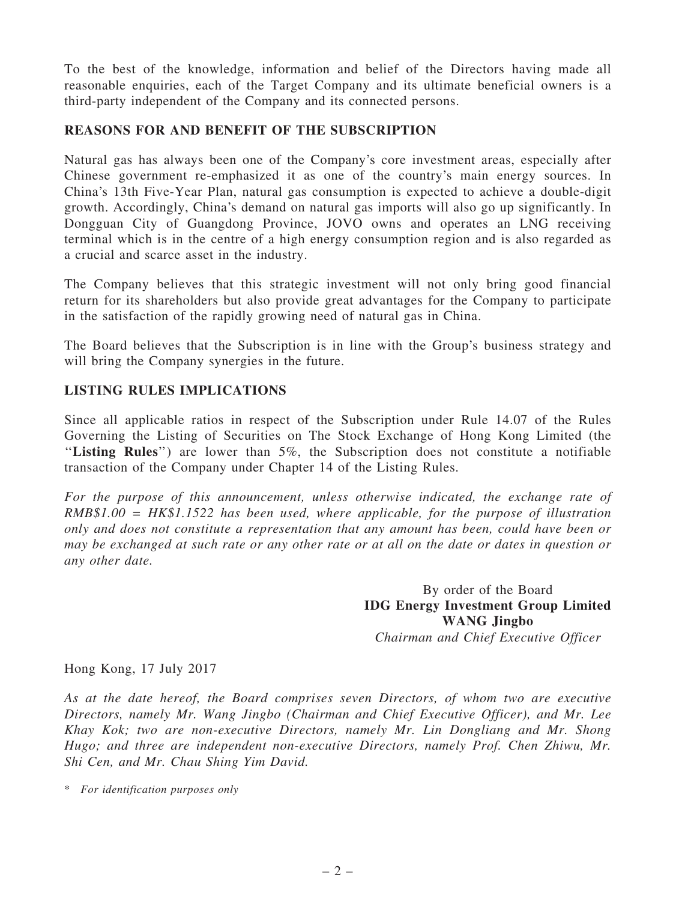To the best of the knowledge, information and belief of the Directors having made all reasonable enquiries, each of the Target Company and its ultimate beneficial owners is a third-party independent of the Company and its connected persons.

## REASONS FOR AND BENEFIT OF THE SUBSCRIPTION

Natural gas has always been one of the Company's core investment areas, especially after Chinese government re-emphasized it as one of the country's main energy sources. In China's 13th Five-Year Plan, natural gas consumption is expected to achieve a double-digit growth. Accordingly, China's demand on natural gas imports will also go up significantly. In Dongguan City of Guangdong Province, JOVO owns and operates an LNG receiving terminal which is in the centre of a high energy consumption region and is also regarded as a crucial and scarce asset in the industry.

The Company believes that this strategic investment will not only bring good financial return for its shareholders but also provide great advantages for the Company to participate in the satisfaction of the rapidly growing need of natural gas in China.

The Board believes that the Subscription is in line with the Group's business strategy and will bring the Company synergies in the future.

## LISTING RULES IMPLICATIONS

Since all applicable ratios in respect of the Subscription under Rule 14.07 of the Rules Governing the Listing of Securities on The Stock Exchange of Hong Kong Limited (the "**Listing Rules**") are lower than 5%, the Subscription does not constitute a notifiable transaction of the Company under Chapter 14 of the Listing Rules.

*For the purpose of this announcement, unless otherwise indicated, the exchange rate of RMB$1.00 = HK$1.1522 has been used, where applicable, for the purpose of illustration only and does not constitute a representation that any amount has been, could have been or may be exchanged at such rate or any other rate or at all on the date or dates in question or any other date.*

By order of the Board
**IDG Energy Investment Group Limited**
**WANG Jingbo**
*Chairman and Chief Executive Officer*

Hong Kong, 17 July 2017

*As at the date hereof, the Board comprises seven Directors, of whom two are executive Directors, namely Mr. Wang Jingbo (Chairman and Chief Executive Officer), and Mr. Lee Khay Kok; two are non-executive Directors, namely Mr. Lin Dongliang and Mr. Shong Hugo; and three are independent non-executive Directors, namely Prof. Chen Zhiwu, Mr. Shi Cen, and Mr. Chau Shing Yim David.*

\* *For identification purposes only*